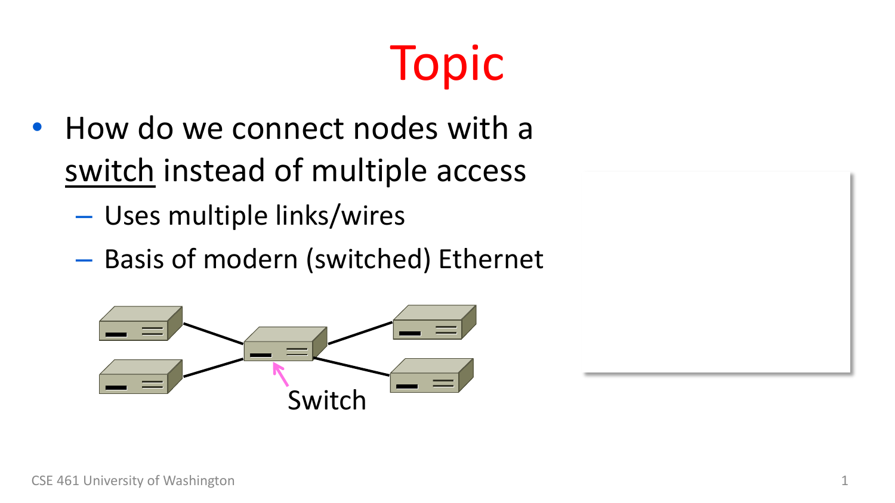# Topic

- How do we connect nodes with a switch instead of multiple access
  - Uses multiple links/wires
  - Basis of modern (switched) Ethernet

Switch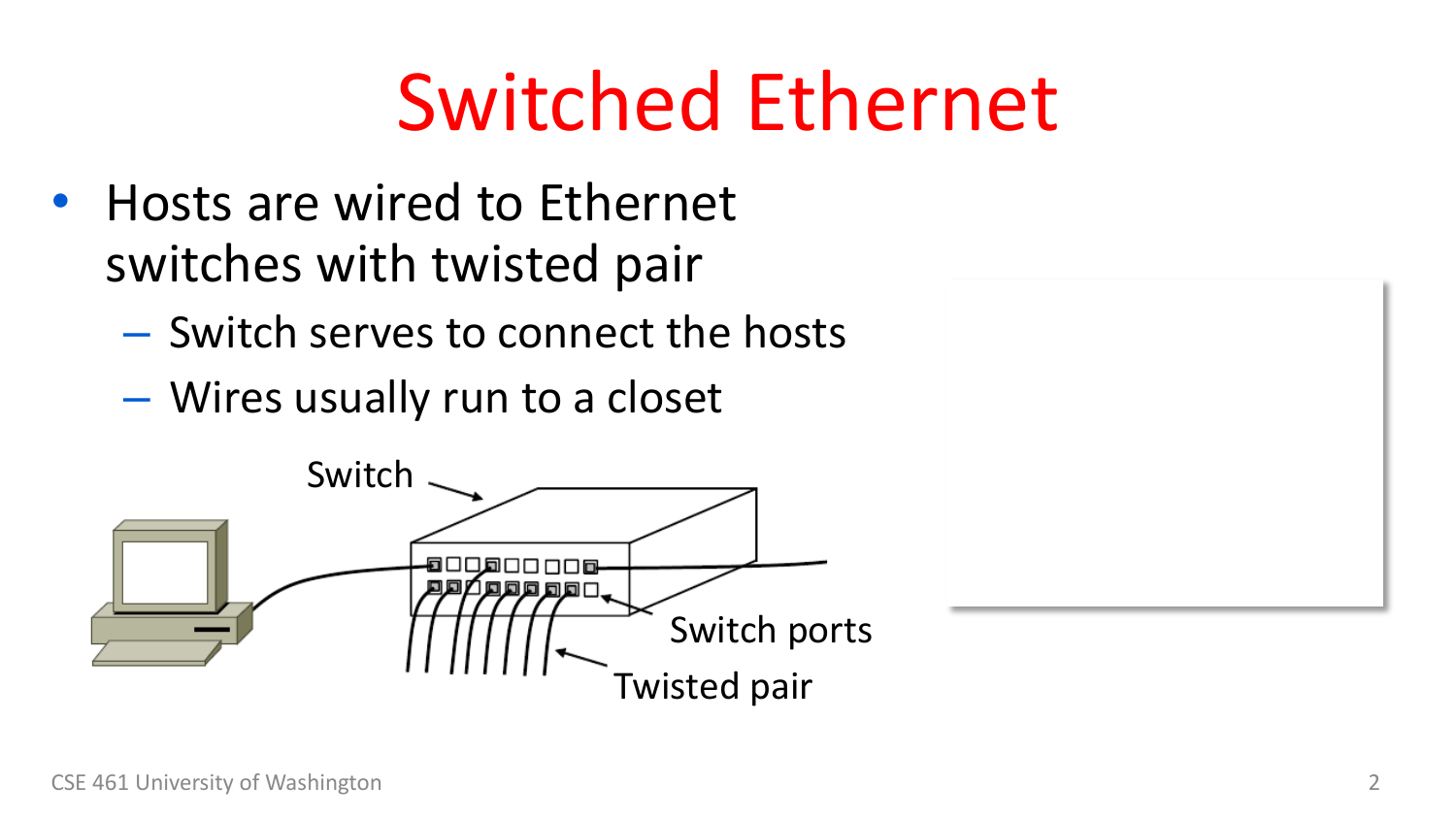# Switched Ethernet

- Hosts are wired to Ethernet switches with twisted pair
  - Switch serves to connect the hosts
  - Wires usually run to a closet

Switch

Switch ports

Twisted pair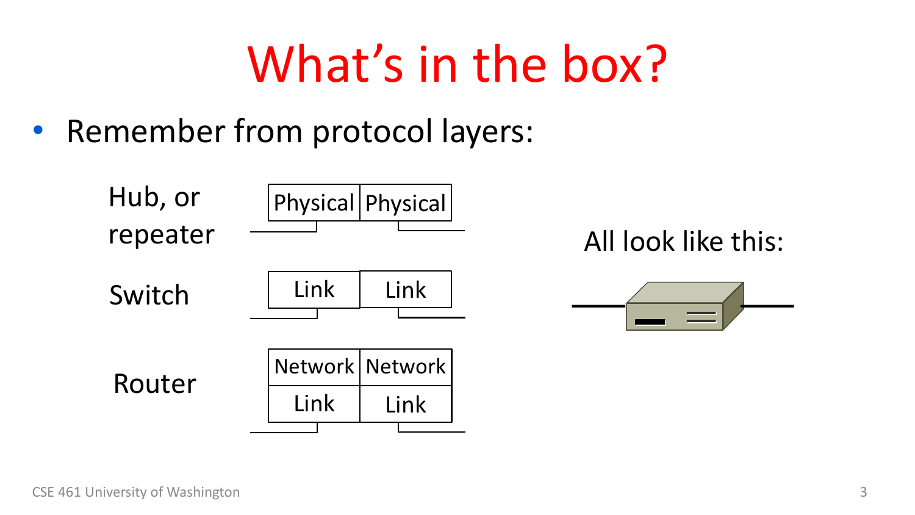# What's in the box?

- Remember from protocol layers:

| Device | Layers | |
| --- | --- | --- |
| Hub, or repeater | Physical | Physical |
| Switch | Link | Link |
| Router | Network / Link | Network / Link |

All look like this:

CSE 461 University of Washington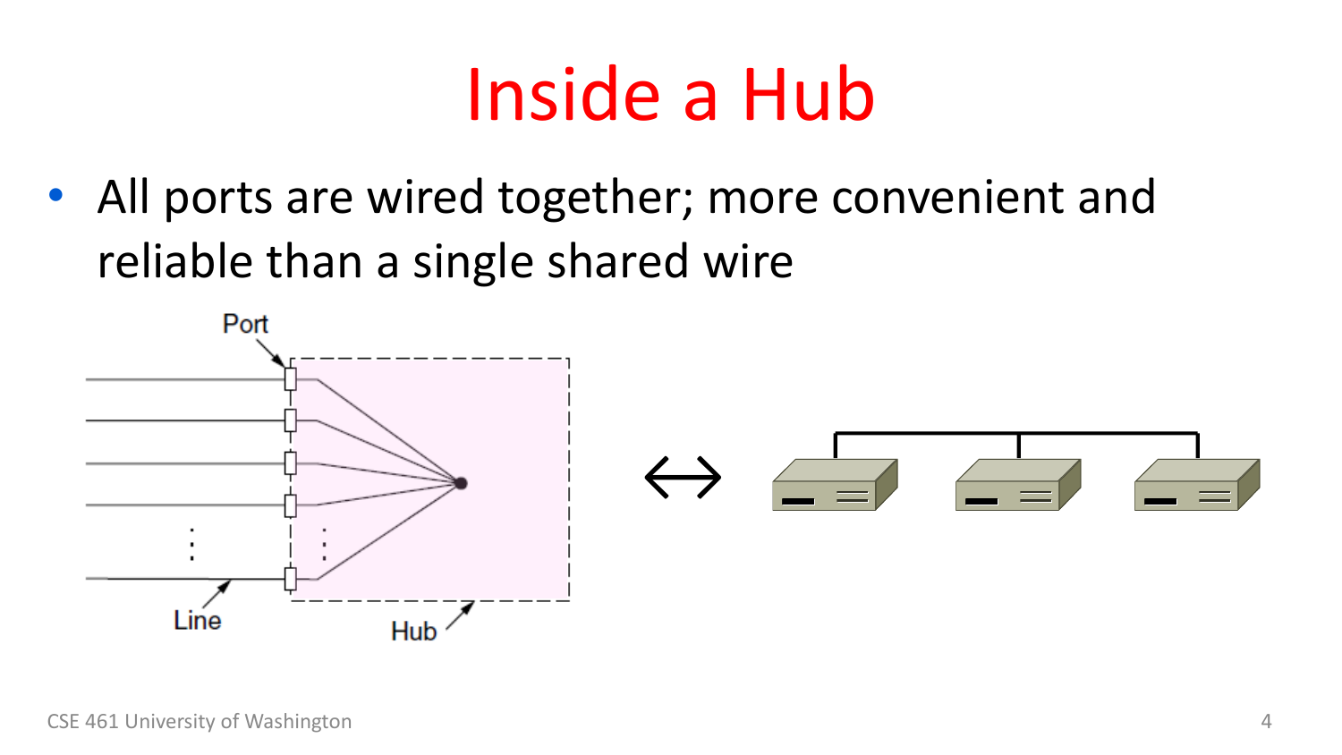# Inside a Hub

- All ports are wired together; more convenient and reliable than a single shared wire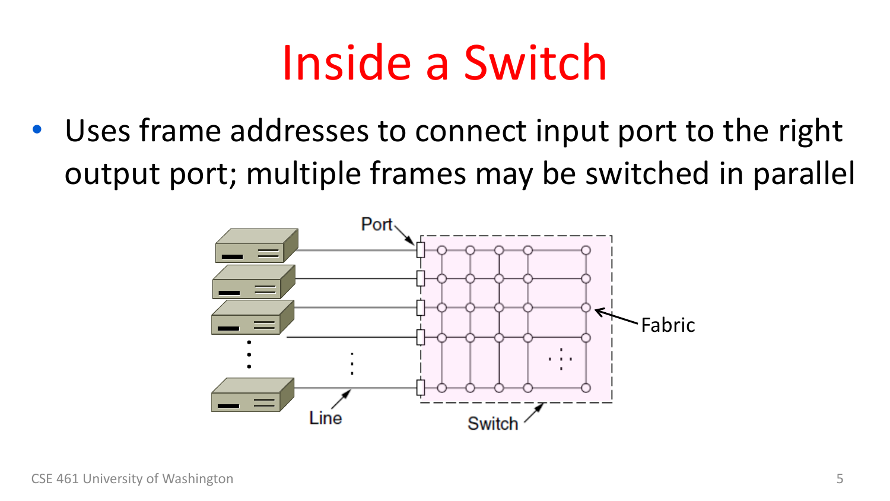# Inside a Switch

- Uses frame addresses to connect input port to the right output port; multiple frames may be switched in parallel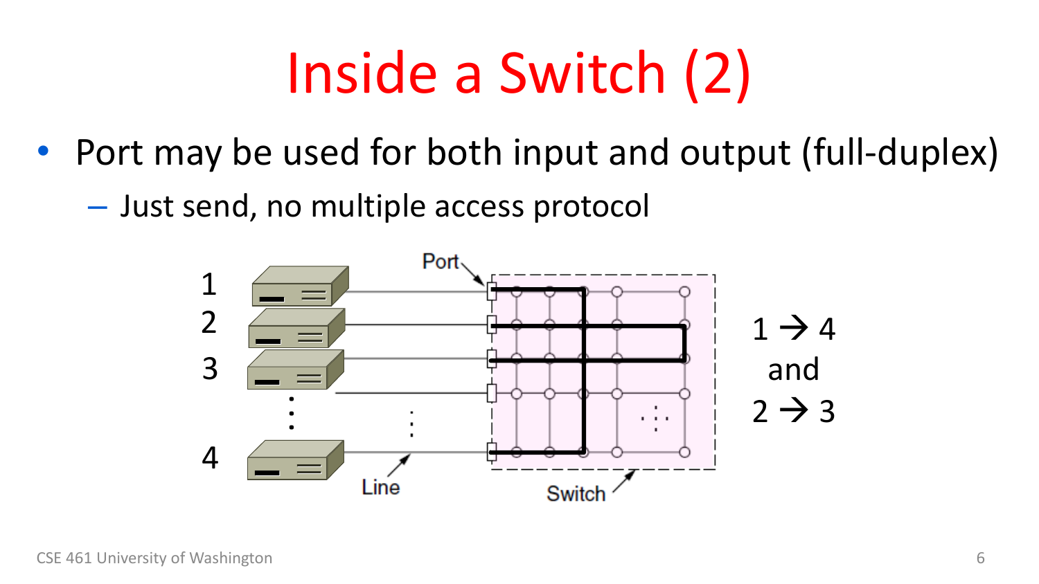# Inside a Switch (2)

- Port may be used for both input and output (full-duplex)
  - Just send, no multiple access protocol

1 → 4
and
2 → 3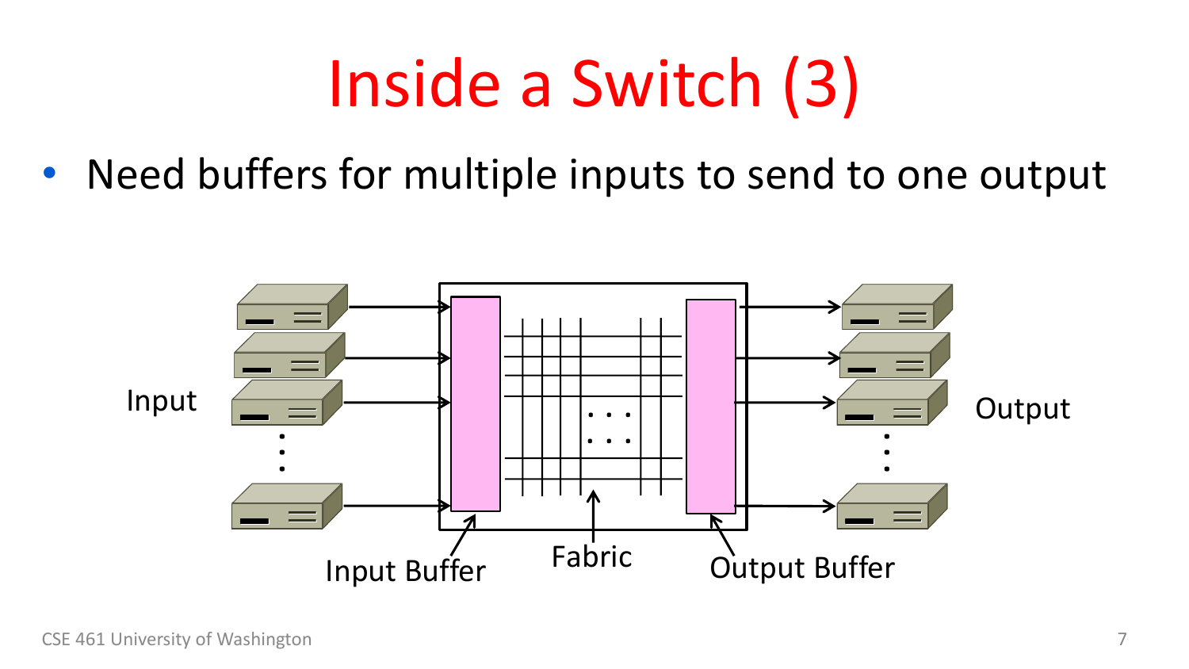# Inside a Switch (3)

- Need buffers for multiple inputs to send to one output

Input

Input Buffer

Fabric

Output Buffer

Output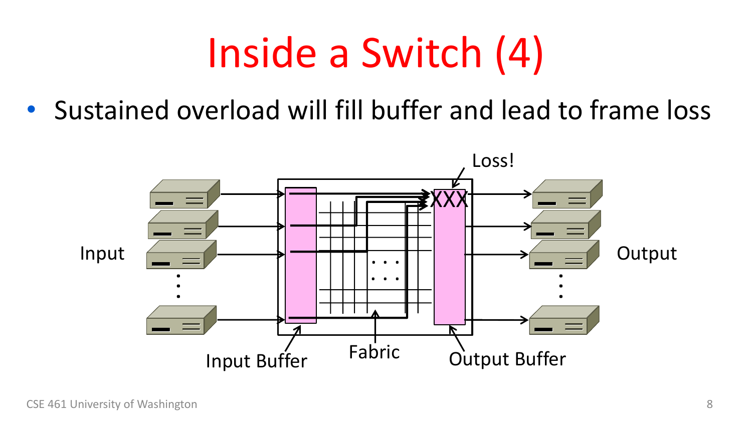# Inside a Switch (4)

- Sustained overload will fill buffer and lead to frame loss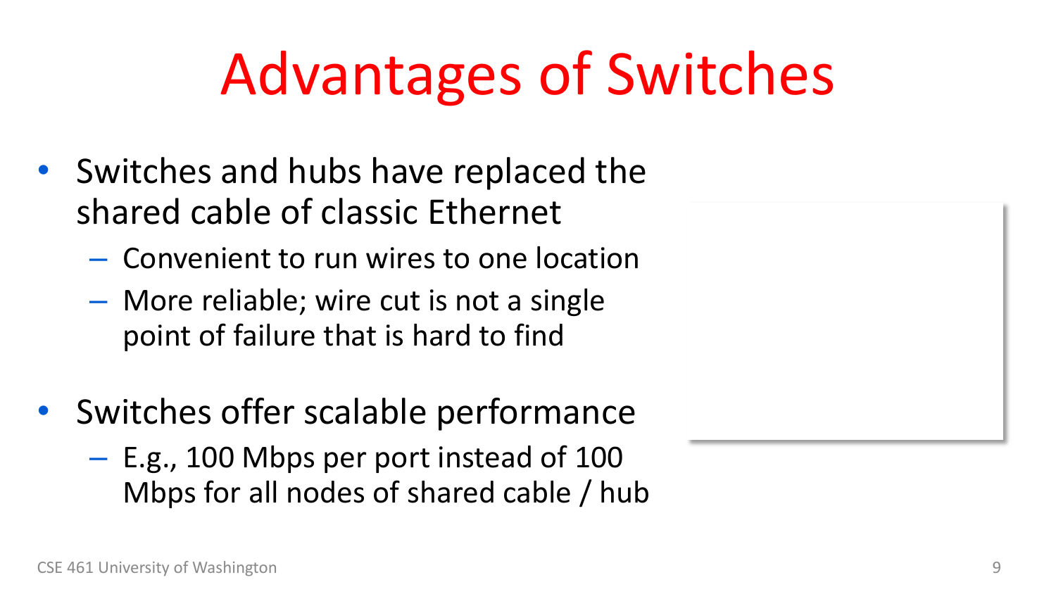# Advantages of Switches

- Switches and hubs have replaced the shared cable of classic Ethernet
  - Convenient to run wires to one location
  - More reliable; wire cut is not a single point of failure that is hard to find
- Switches offer scalable performance
  - E.g., 100 Mbps per port instead of 100 Mbps for all nodes of shared cable / hub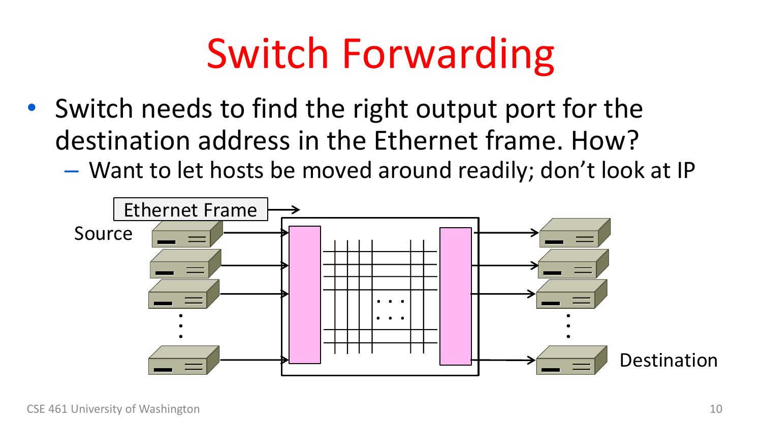# Switch Forwarding

- Switch needs to find the right output port for the destination address in the Ethernet frame. How?
  - Want to let hosts be moved around readily; don't look at IP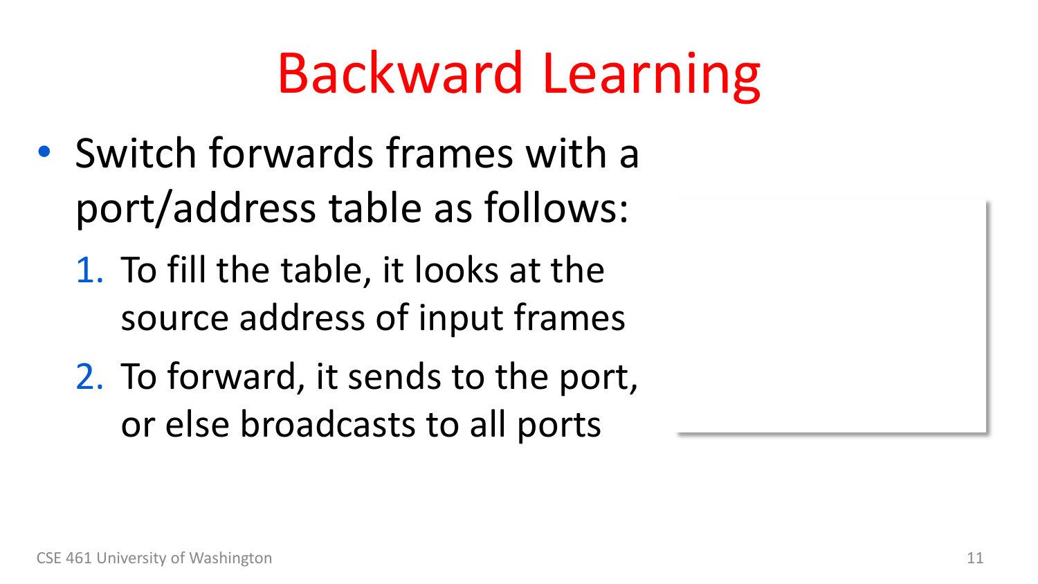# Backward Learning

- Switch forwards frames with a port/address table as follows:
  1. To fill the table, it looks at the source address of input frames
  2. To forward, it sends to the port, or else broadcasts to all ports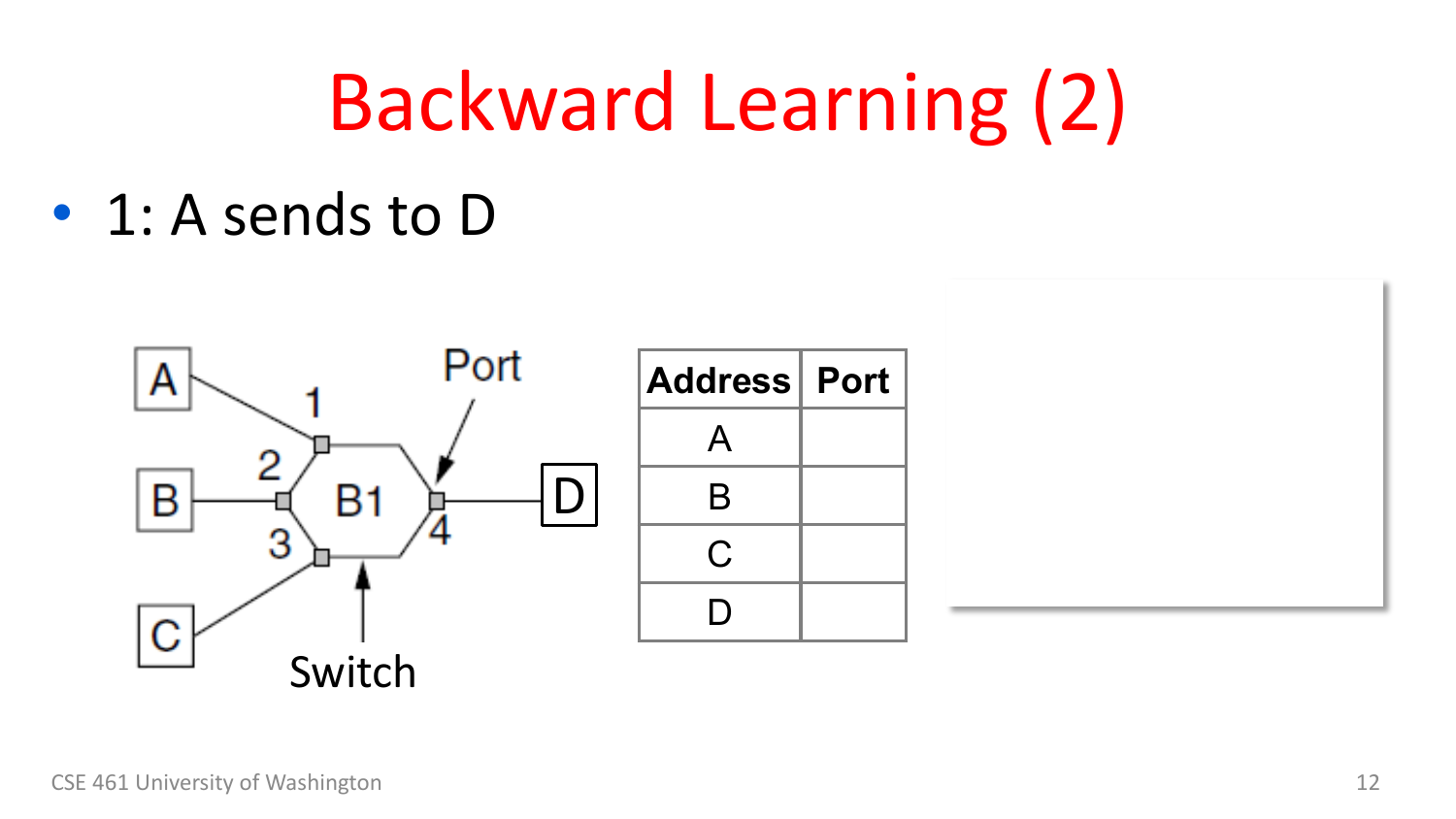# Backward Learning (2)

- 1: A sends to D

| Address | Port |
| --- | --- |
| A | |
| B | |
| C | |
| D | |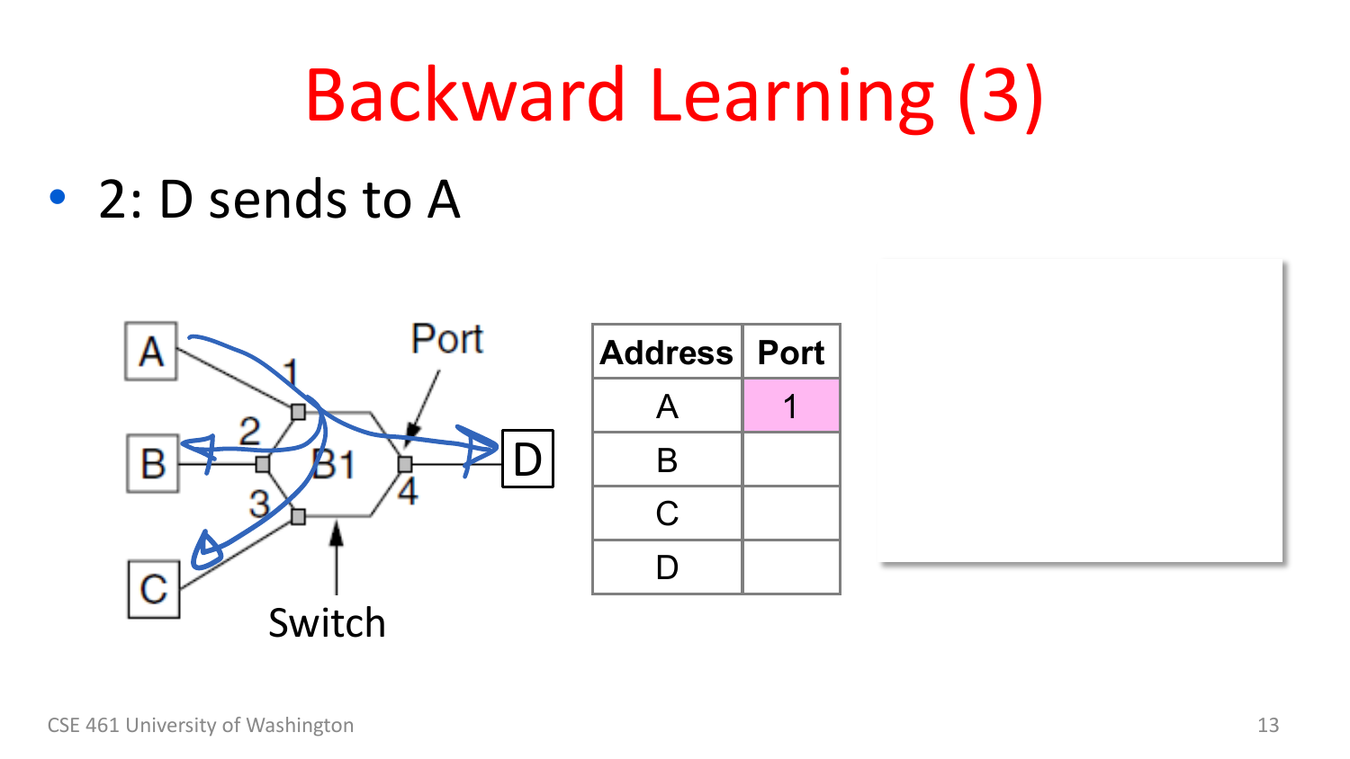# Backward Learning (3)

- 2: D sends to A

| Address | Port |
| --- | --- |
| A | 1 |
| B | |
| C | |
| D | |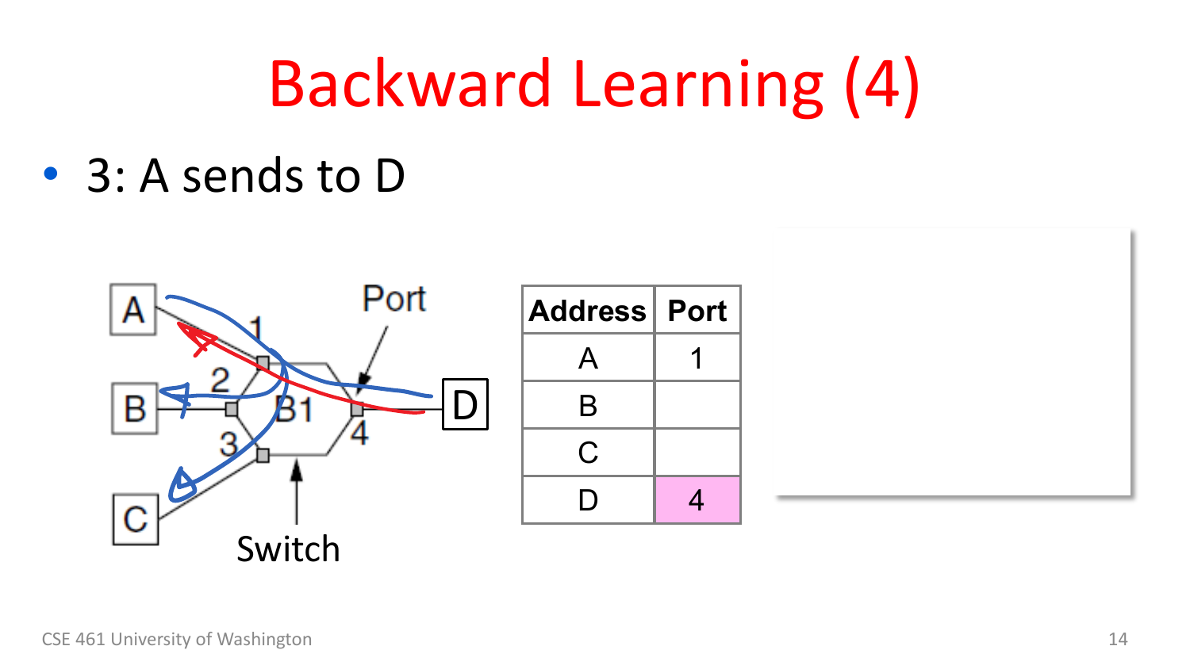# Backward Learning (4)

- 3: A sends to D

| Address | Port |
|---|---|
| A | 1 |
| B | |
| C | |
| D | 4 |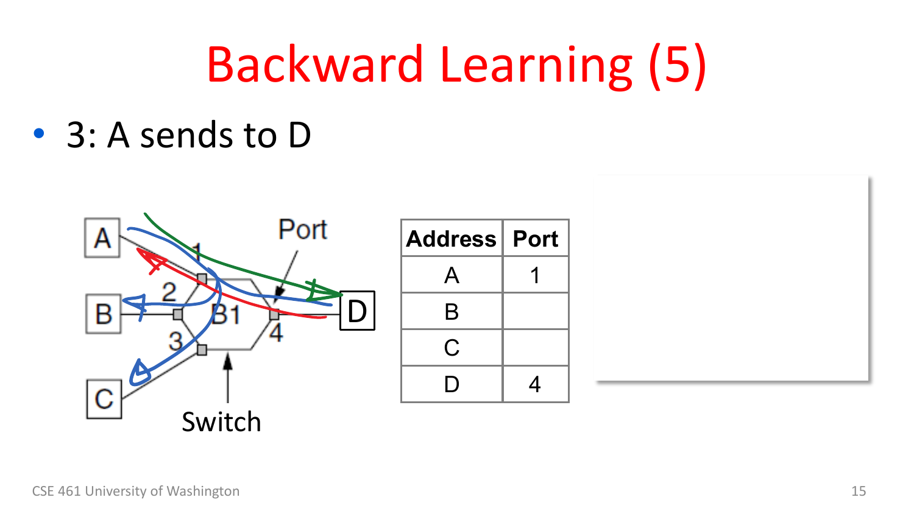# Backward Learning (5)

- 3: A sends to D

| Address | Port |
| --- | --- |
| A | 1 |
| B | |
| C | |
| D | 4 |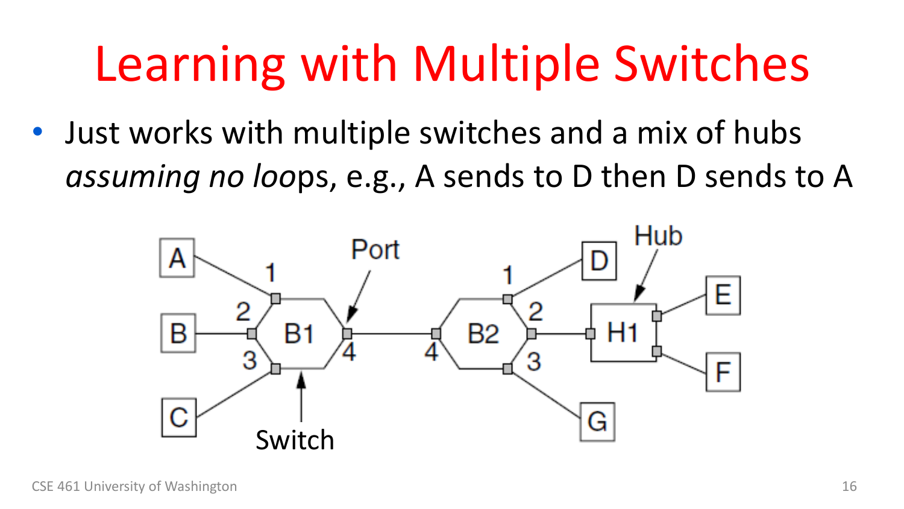# Learning with Multiple Switches

- Just works with multiple switches and a mix of hubs *assuming no loo*ps, e.g., A sends to D then D sends to A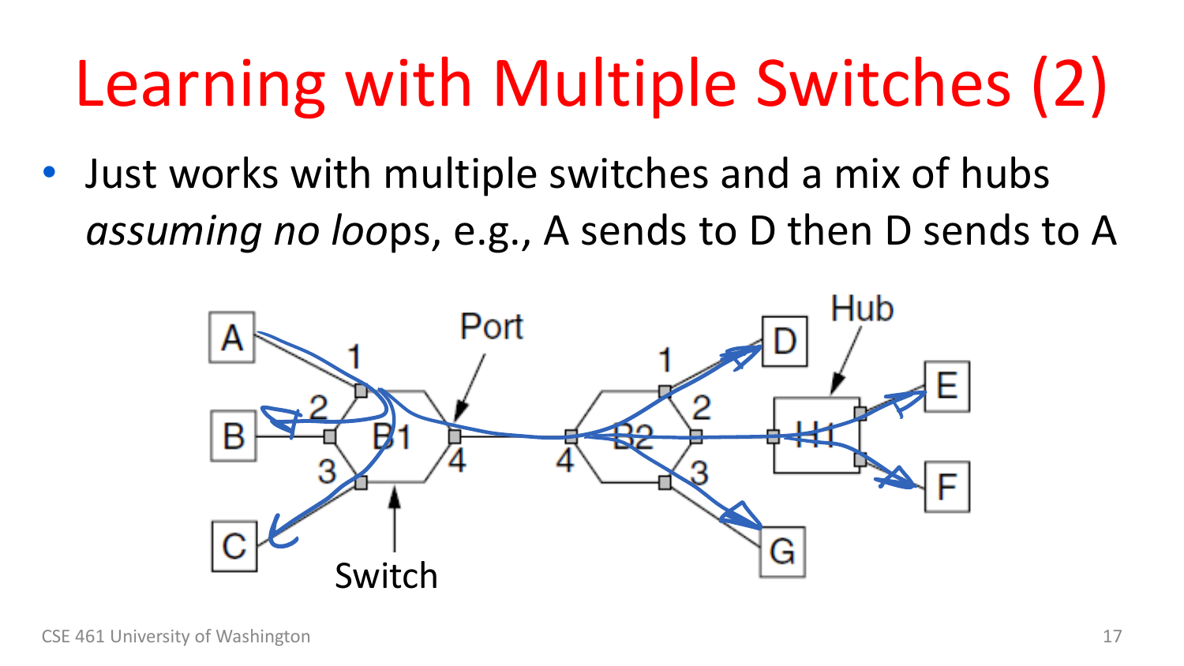# Learning with Multiple Switches (2)

- Just works with multiple switches and a mix of hubs *assuming no loops*, e.g., A sends to D then D sends to A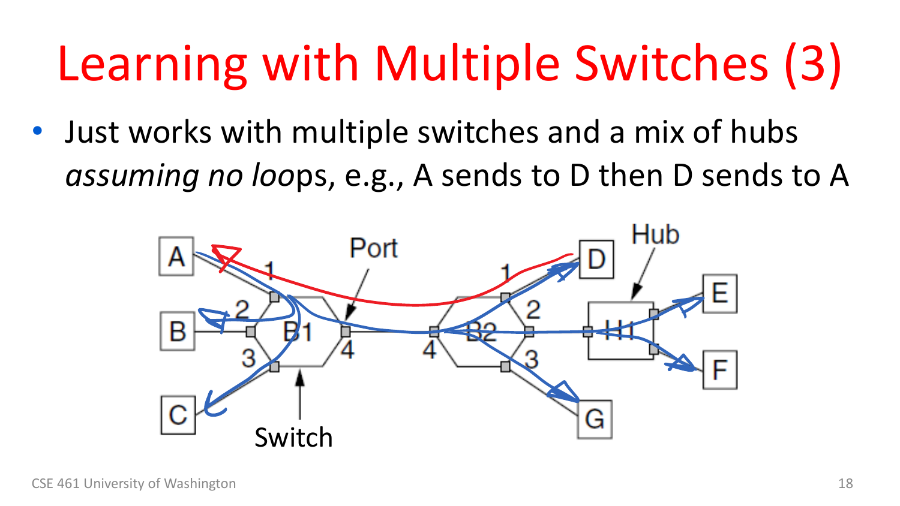# Learning with Multiple Switches (3)

- Just works with multiple switches and a mix of hubs *assuming no loops*, e.g., A sends to D then D sends to A

A, B, C, D, E, F, G

Port

Hub

1, 2, 3, 4 — B1

1, 2, 3, 4 — B2

H1

Switch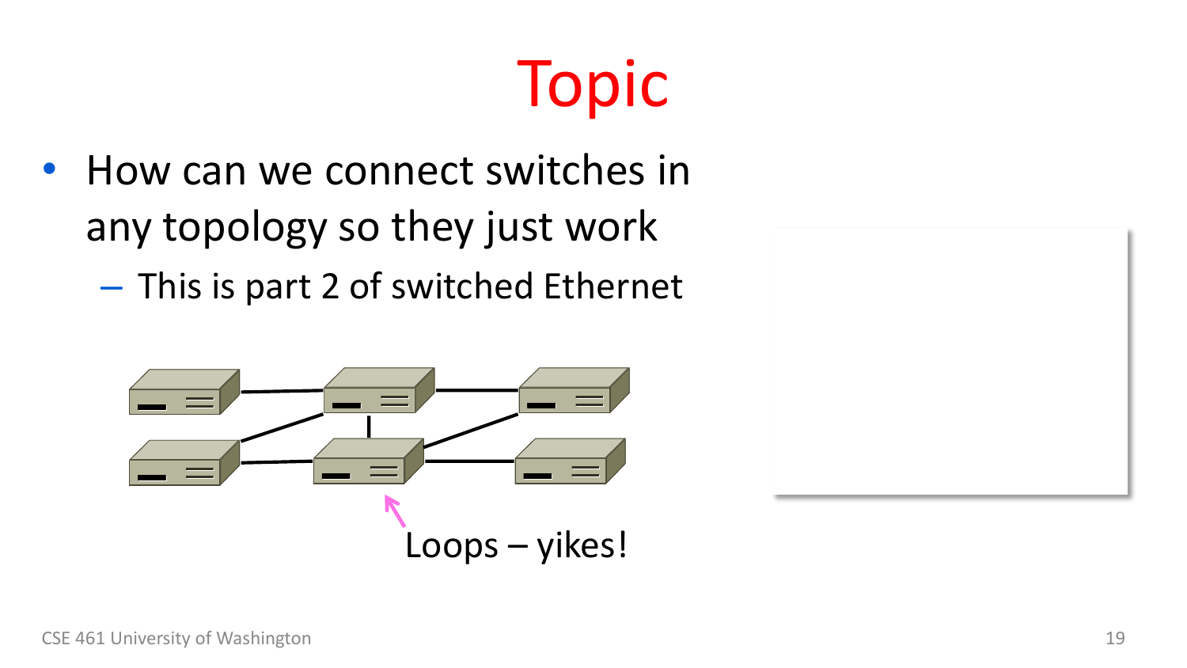# Topic

- How can we connect switches in any topology so they just work
  - This is part 2 of switched Ethernet

Loops – yikes!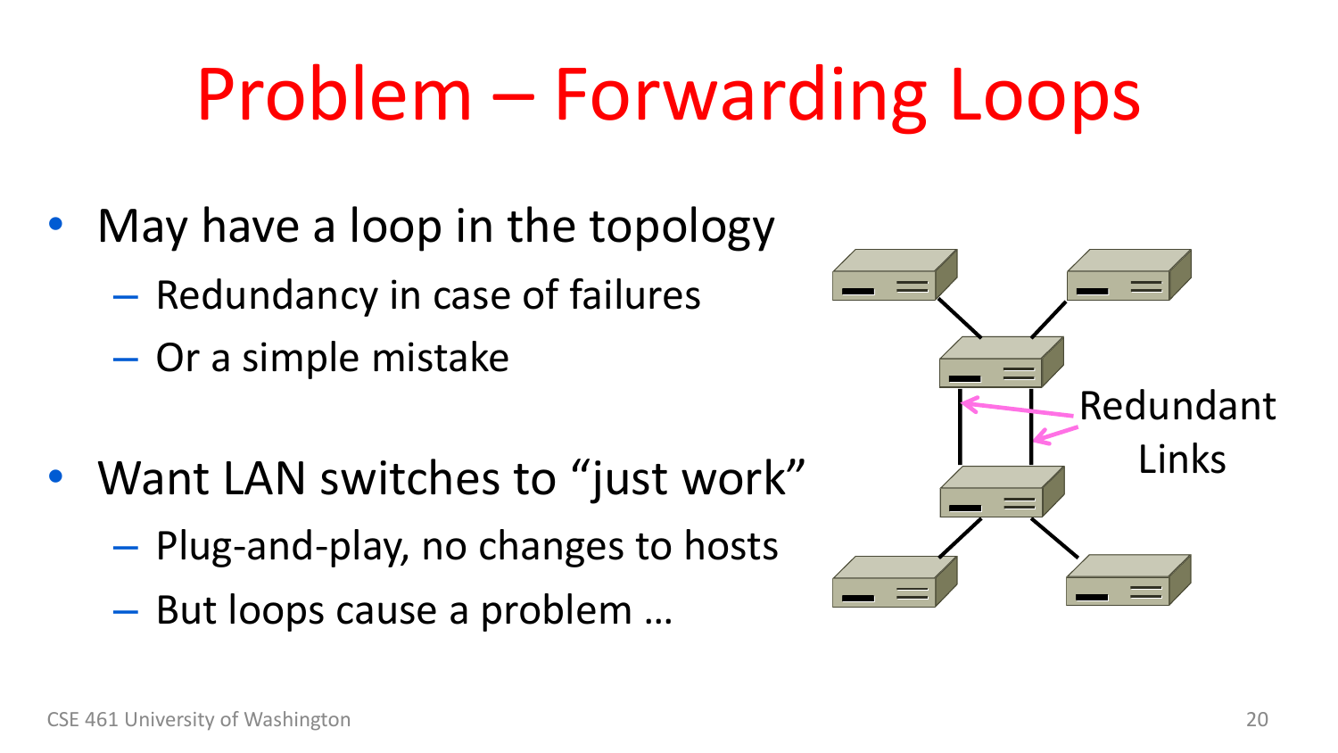# Problem – Forwarding Loops

- May have a loop in the topology
  - Redundancy in case of failures
  - Or a simple mistake
- Want LAN switches to "just work"
  - Plug-and-play, no changes to hosts
  - But loops cause a problem …

Redundant Links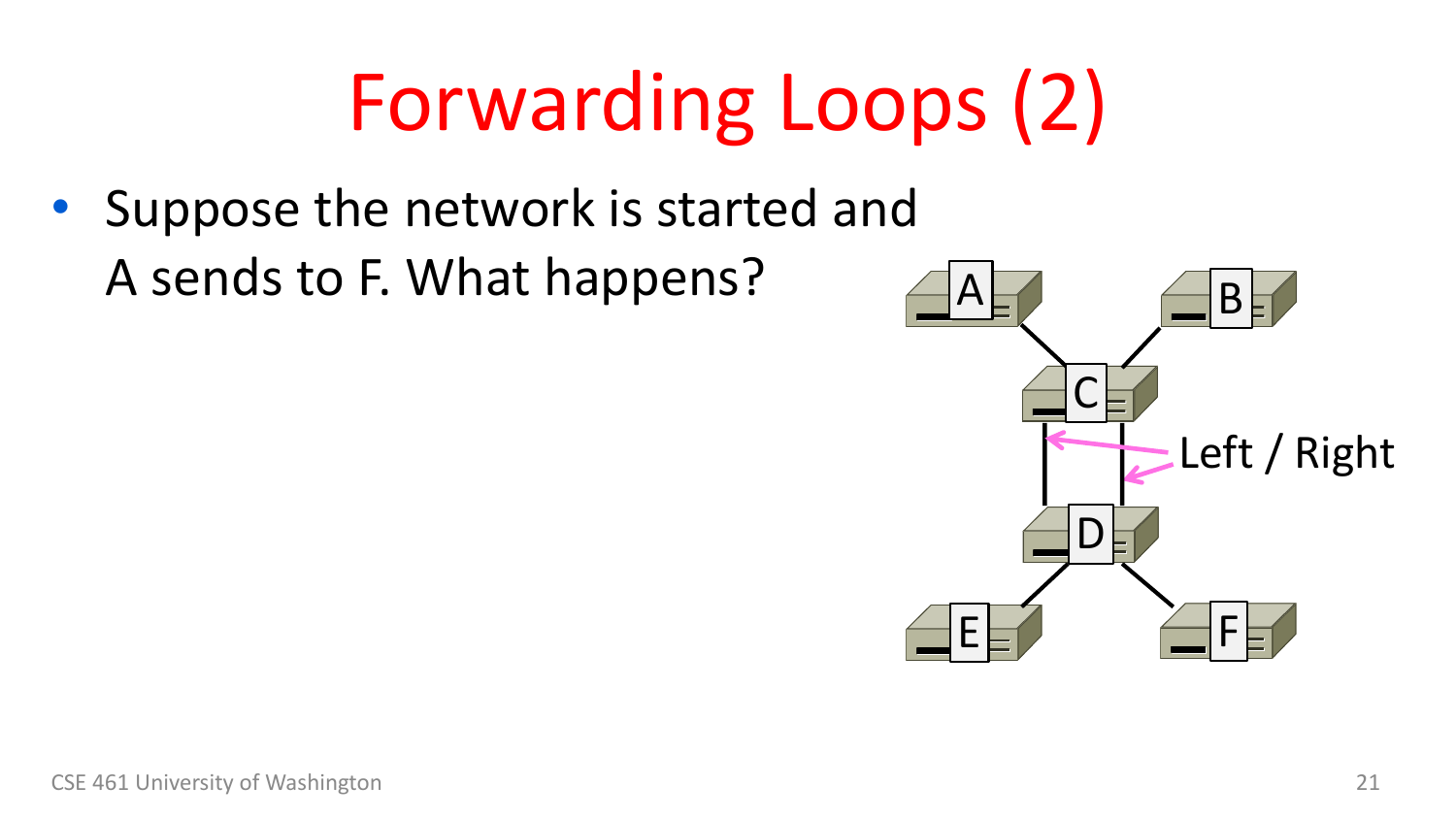# Forwarding Loops (2)

- Suppose the network is started and A sends to F. What happens?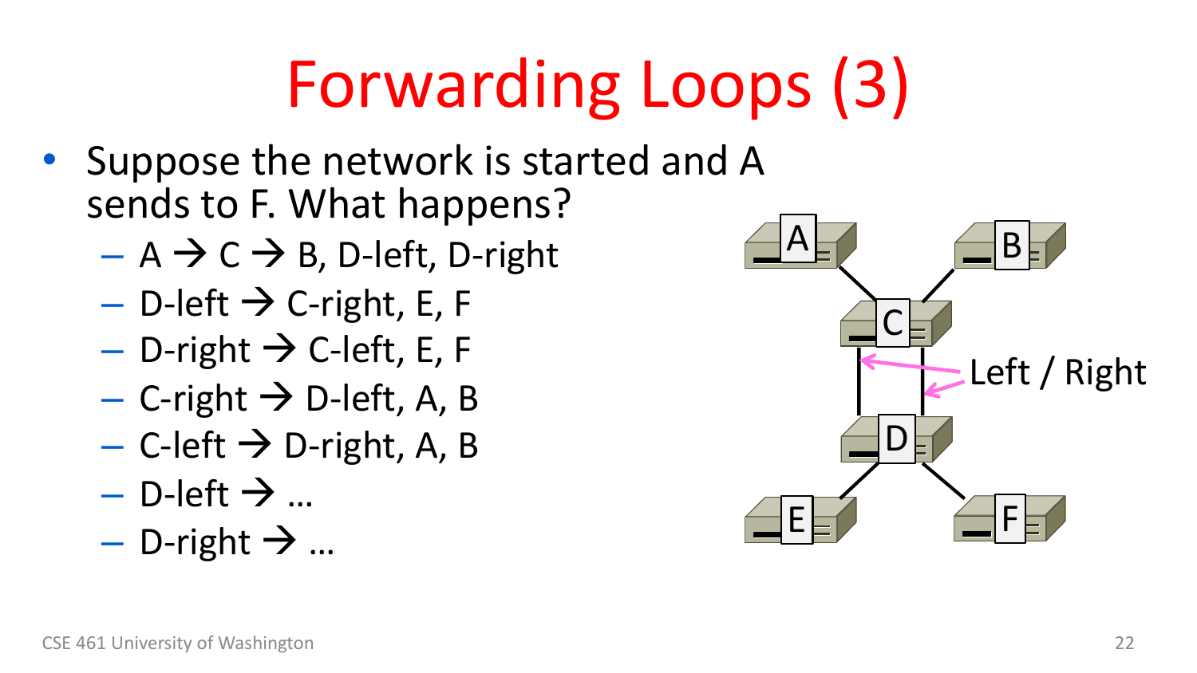# Forwarding Loops (3)

- Suppose the network is started and A sends to F. What happens?
  - A → C → B, D-left, D-right
  - D-left → C-right, E, F
  - D-right → C-left, E, F
  - C-right → D-left, A, B
  - C-left → D-right, A, B
  - D-left → …
  - D-right → …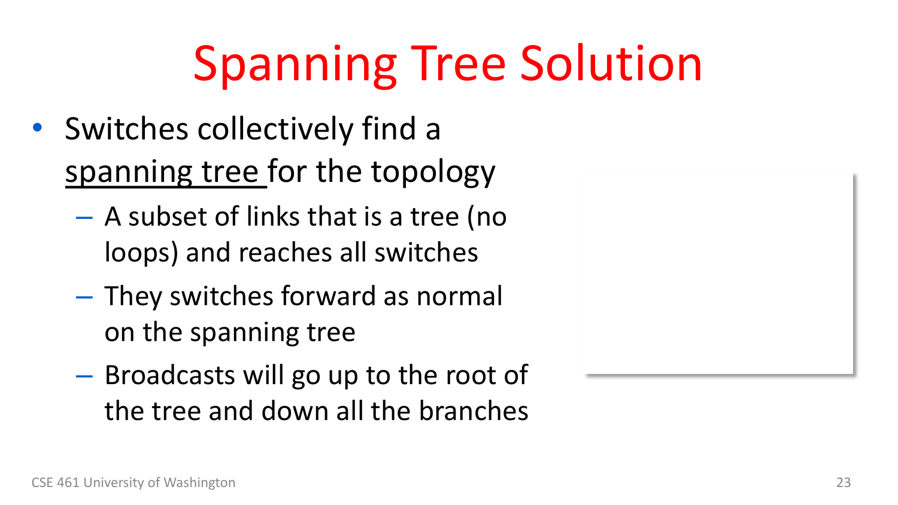# Spanning Tree Solution

- Switches collectively find a spanning tree for the topology
  - A subset of links that is a tree (no loops) and reaches all switches
  - They switches forward as normal on the spanning tree
  - Broadcasts will go up to the root of the tree and down all the branches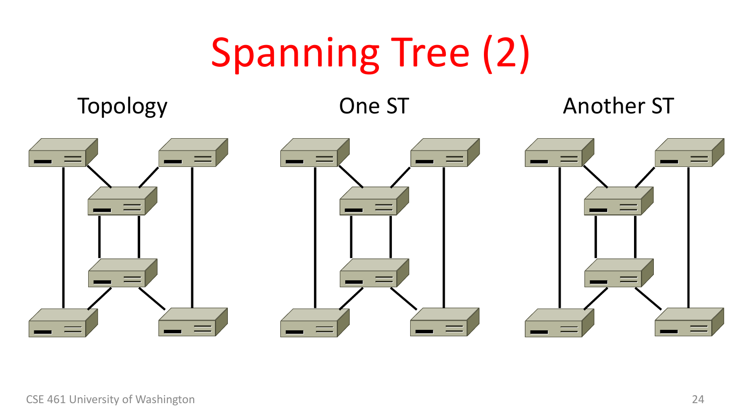# Spanning Tree (2)

Topology

One ST

Another ST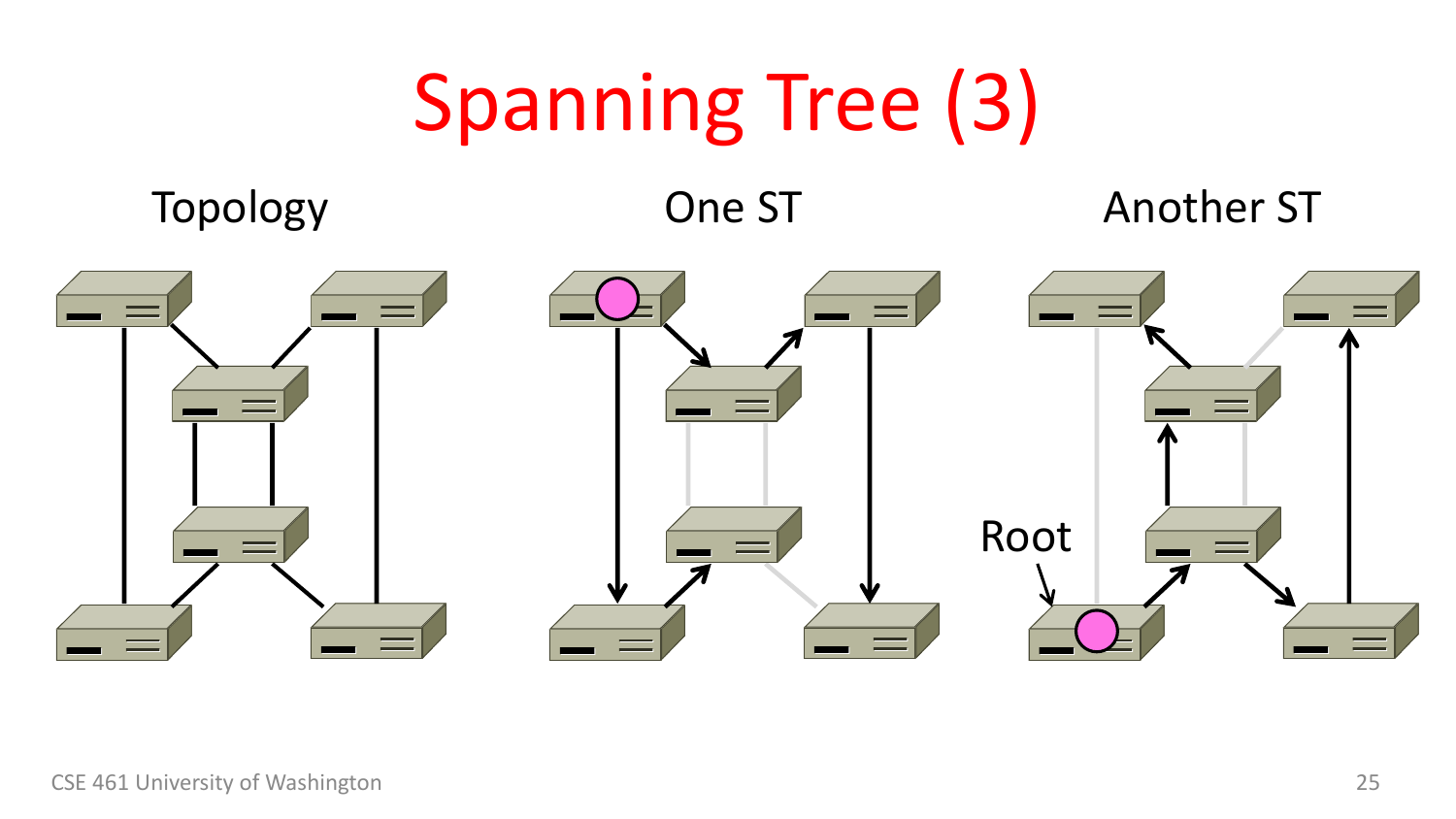# Spanning Tree (3)

Topology

One ST

Another ST

Root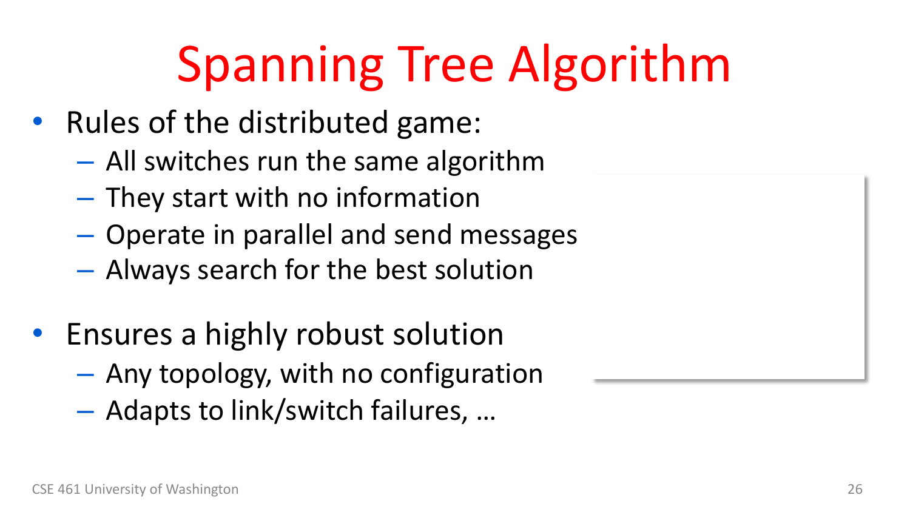# Spanning Tree Algorithm

- Rules of the distributed game:
  - All switches run the same algorithm
  - They start with no information
  - Operate in parallel and send messages
  - Always search for the best solution

- Ensures a highly robust solution
  - Any topology, with no configuration
  - Adapts to link/switch failures, …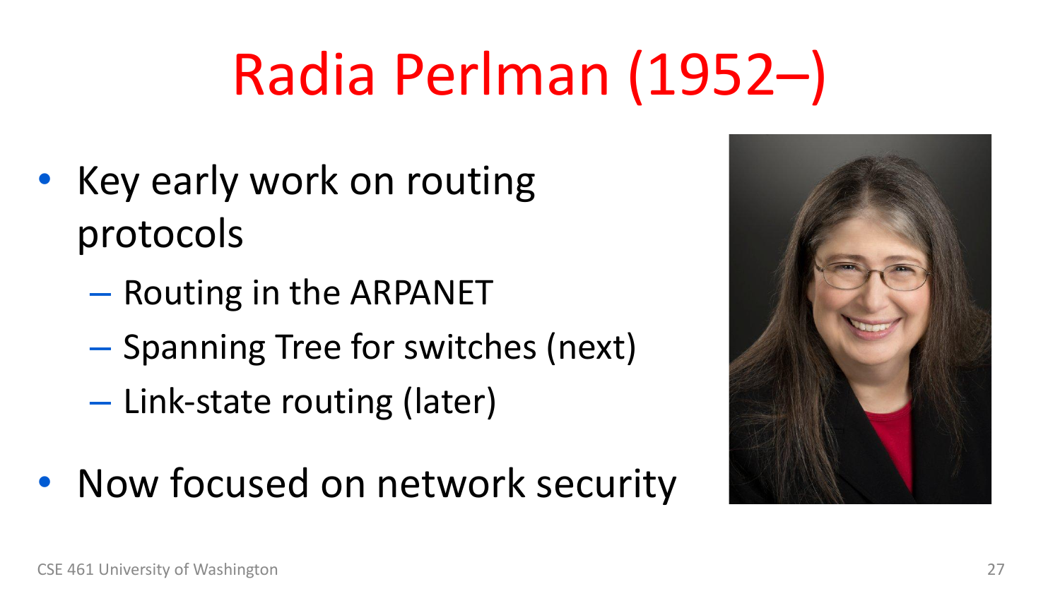# Radia Perlman (1952–)

- Key early work on routing protocols
  - Routing in the ARPANET
  - Spanning Tree for switches (next)
  - Link-state routing (later)
- Now focused on network security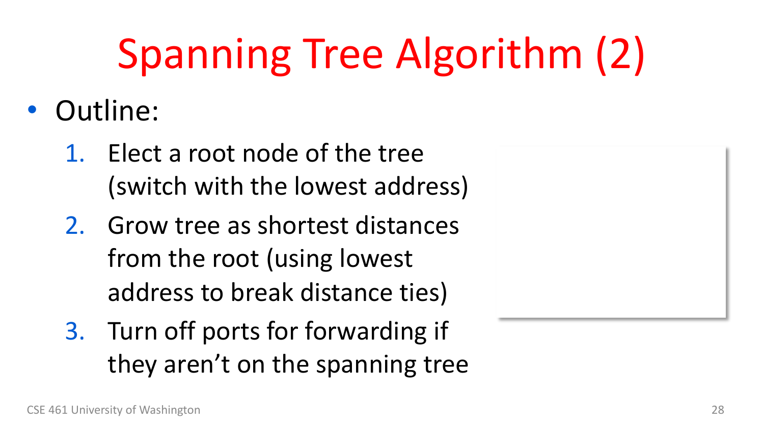# Spanning Tree Algorithm (2)

- Outline:
  1. Elect a root node of the tree (switch with the lowest address)
  2. Grow tree as shortest distances from the root (using lowest address to break distance ties)
  3. Turn off ports for forwarding if they aren't on the spanning tree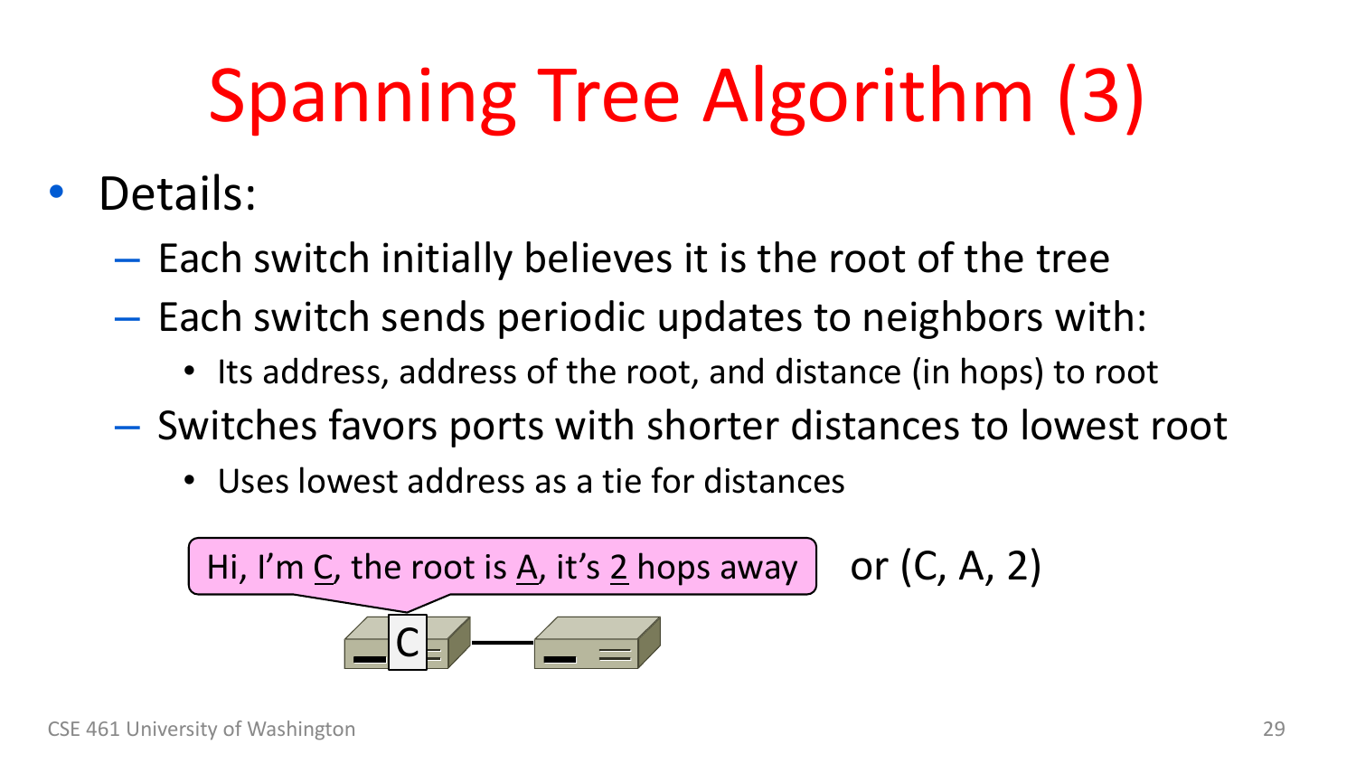# Spanning Tree Algorithm (3)

- Details:
  - Each switch initially believes it is the root of the tree
  - Each switch sends periodic updates to neighbors with:
    - Its address, address of the root, and distance (in hops) to root
  - Switches favors ports with shorter distances to lowest root
    - Uses lowest address as a tie for distances

Hi, I'm C, the root is A, it's 2 hops away   or (C, A, 2)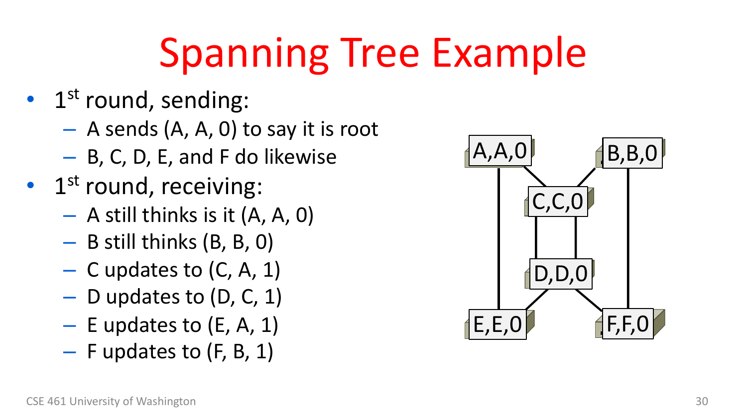# Spanning Tree Example

- $1^{st}$ round, sending:
  - A sends (A, A, 0) to say it is root
  - B, C, D, E, and F do likewise
- $1^{st}$ round, receiving:
  - A still thinks is it (A, A, 0)
  - B still thinks (B, B, 0)
  - C updates to (C, A, 1)
  - D updates to (D, C, 1)
  - E updates to (E, A, 1)
  - F updates to (F, B, 1)

A,A,0 B,B,0 C,C,0 D,D,0 E,E,0 F,F,0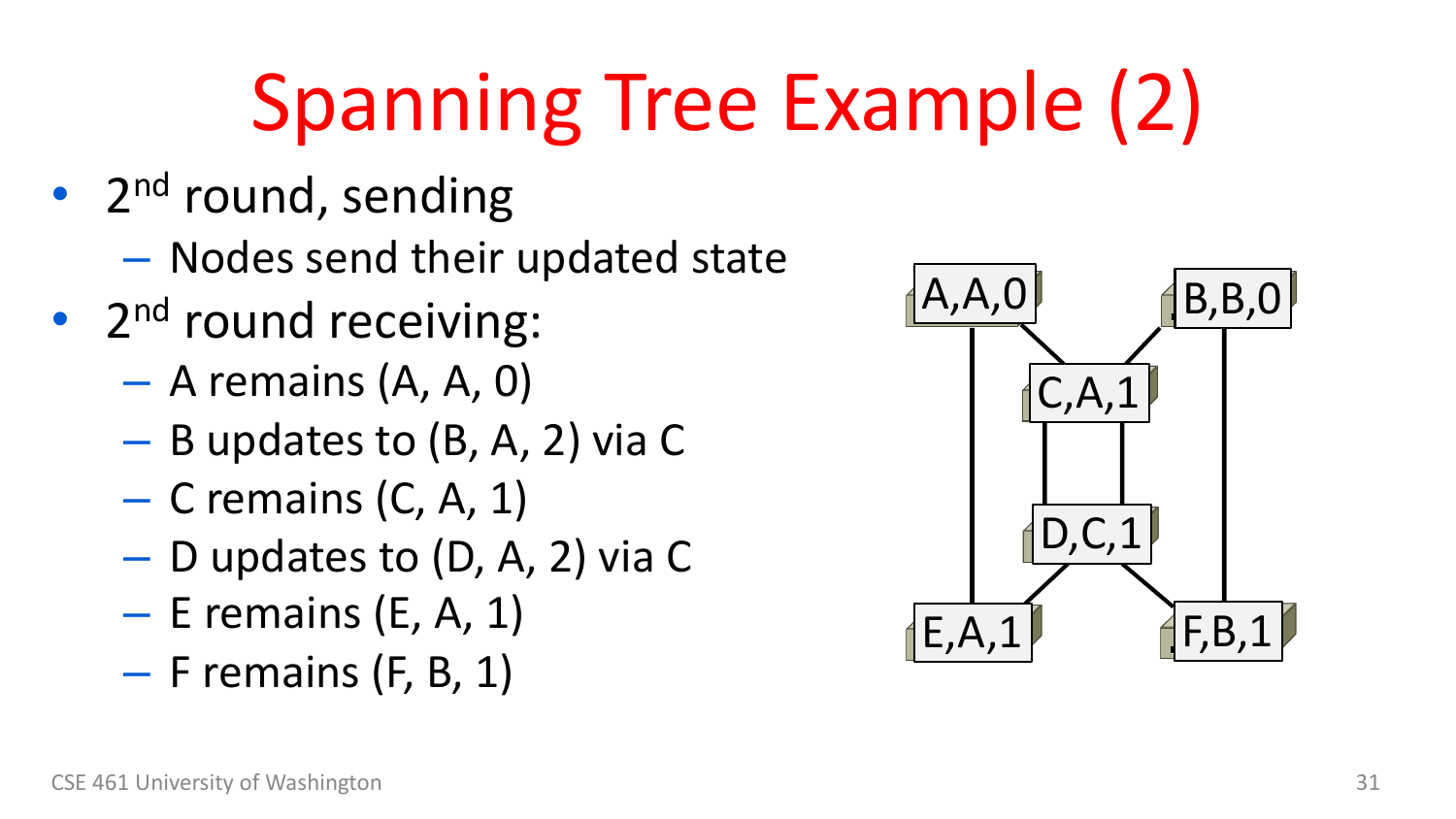# Spanning Tree Example (2)

- 2nd round, sending
  - Nodes send their updated state
- 2nd round receiving:
  - A remains (A, A, 0)
  - B updates to (B, A, 2) via C
  - C remains (C, A, 1)
  - D updates to (D, A, 2) via C
  - E remains (E, A, 1)
  - F remains (F, B, 1)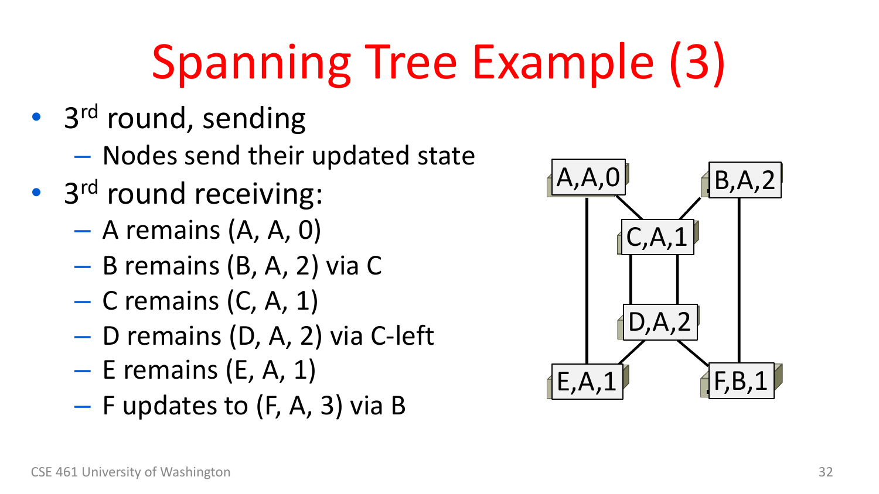# Spanning Tree Example (3)

- 3rd round, sending
  - Nodes send their updated state
- 3rd round receiving:
  - A remains (A, A, 0)
  - B remains (B, A, 2) via C
  - C remains (C, A, 1)
  - D remains (D, A, 2) via C-left
  - E remains (E, A, 1)
  - F updates to (F, A, 3) via B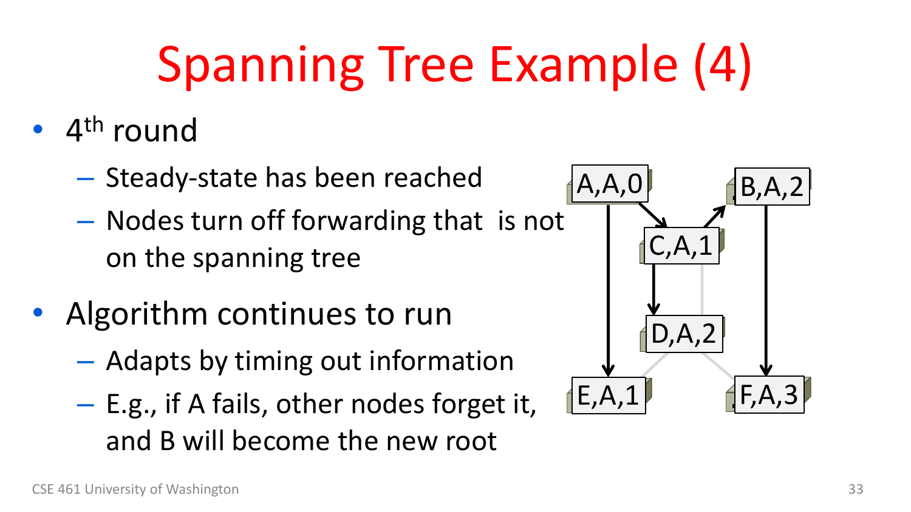# Spanning Tree Example (4)

- 4th round
  - Steady-state has been reached
  - Nodes turn off forwarding that is not on the spanning tree
- Algorithm continues to run
  - Adapts by timing out information
  - E.g., if A fails, other nodes forget it, and B will become the new root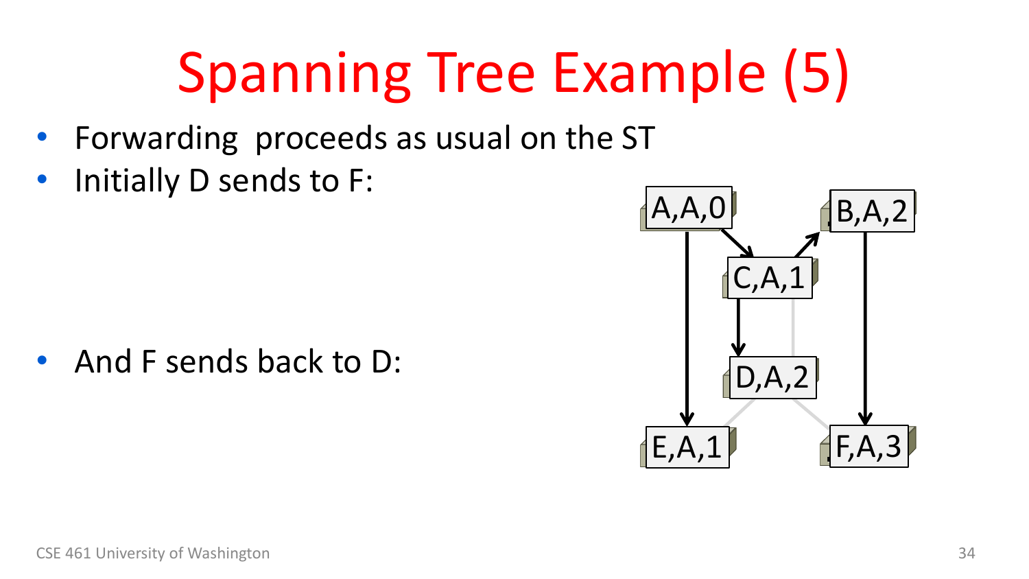# Spanning Tree Example (5)

- Forwarding proceeds as usual on the ST
- Initially D sends to F:

- And F sends back to D: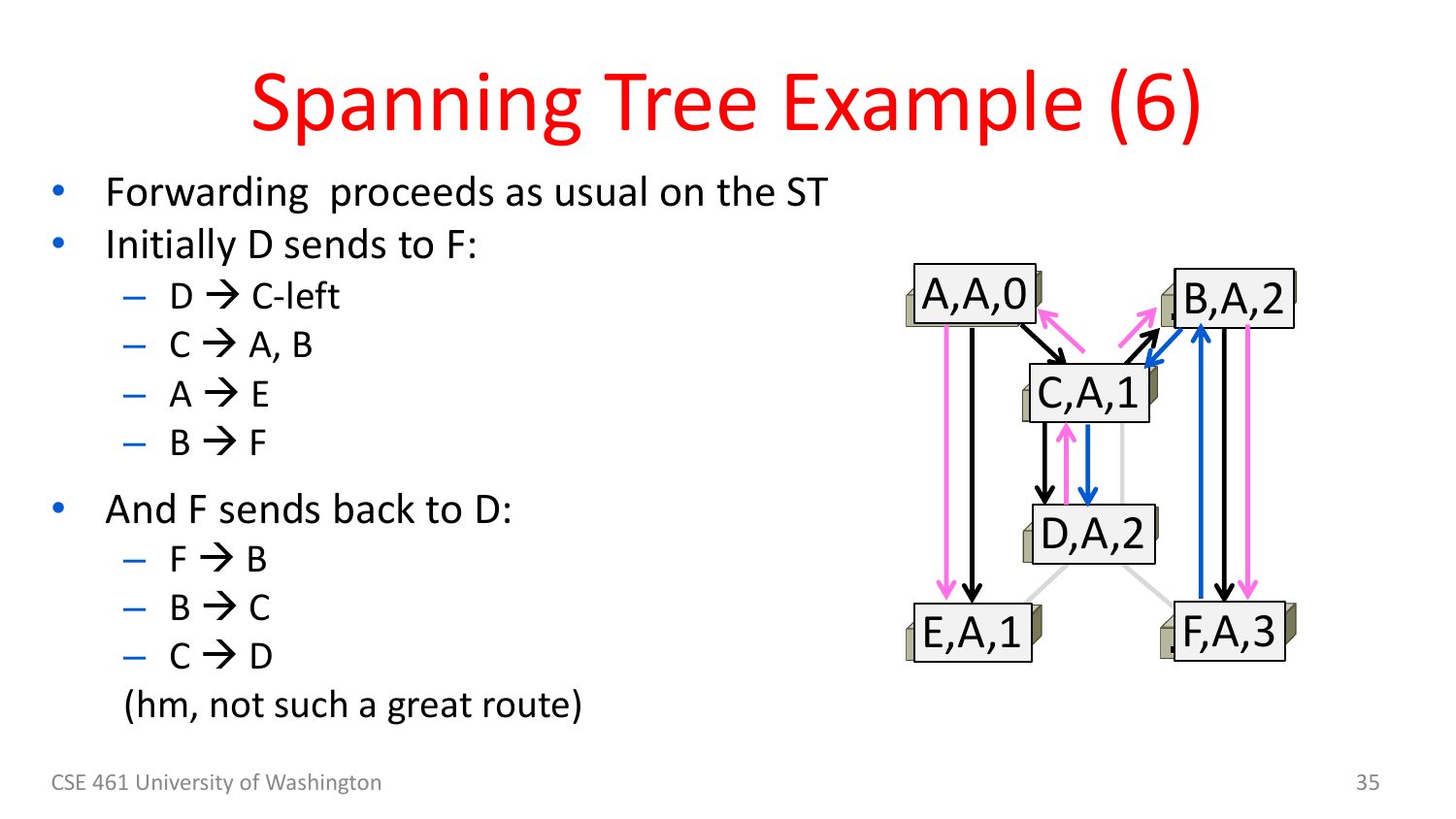# Spanning Tree Example (6)

- Forwarding proceeds as usual on the ST
- Initially D sends to F:
  - D → C-left
  - C → A, B
  - A → E
  - B → F
- And F sends back to D:
  - F → B
  - B → C
  - C → D

  (hm, not such a great route)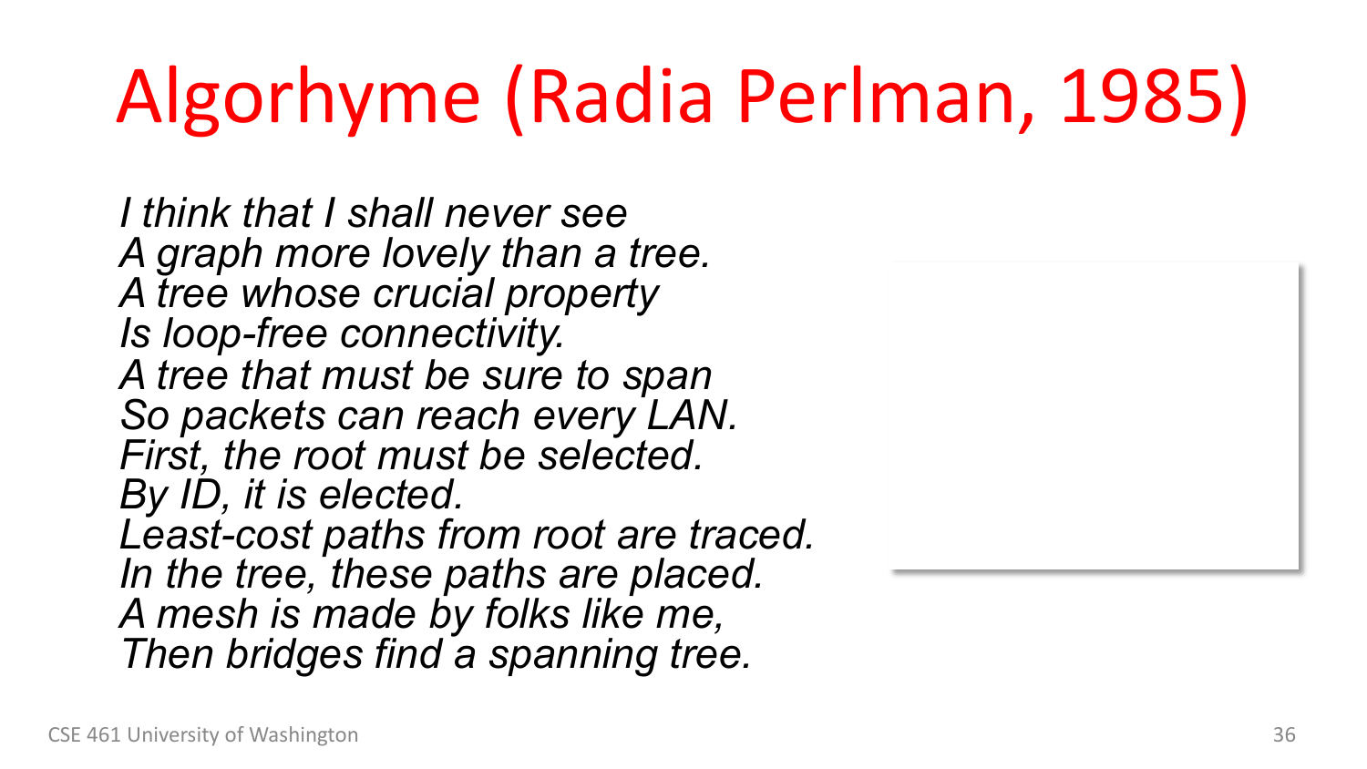# Algorhyme (Radia Perlman, 1985)

*I think that I shall never see*  
*A graph more lovely than a tree.*  
*A tree whose crucial property*  
*Is loop-free connectivity.*  
*A tree that must be sure to span*  
*So packets can reach every LAN.*  
*First, the root must be selected.*  
*By ID, it is elected.*  
*Least-cost paths from root are traced.*  
*In the tree, these paths are placed.*  
*A mesh is made by folks like me,*  
*Then bridges find a spanning tree.*